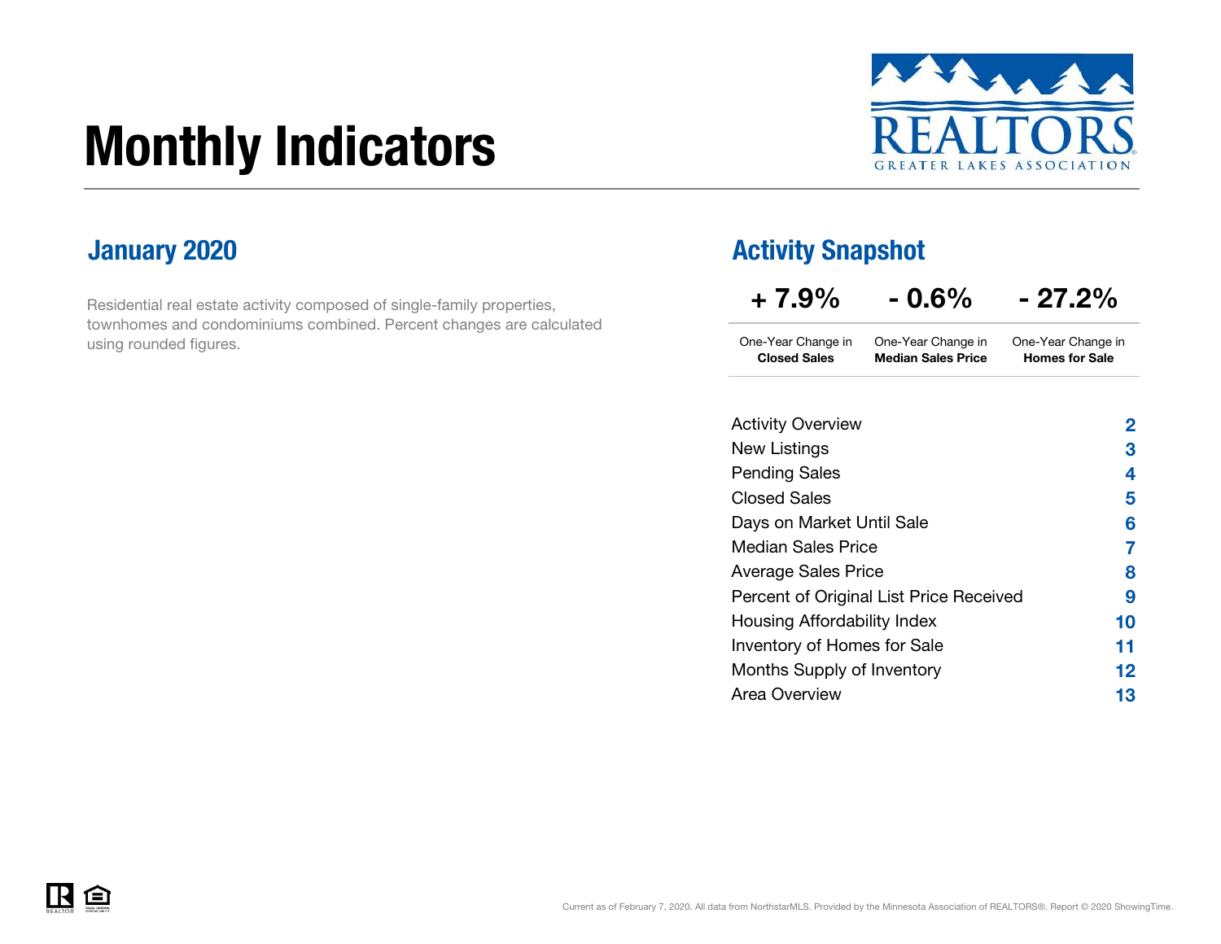# Monthly Indicators

REALTORS® GREATER LAKES ASSOCIATION

## January 2020

Residential real estate activity composed of single-family properties, townhomes and condominiums combined. Percent changes are calculated using rounded figures.

## Activity Snapshot

| + 7.9% | - 0.6% | - 27.2% |
|---|---|---|
| One-Year Change in **Closed Sales** | One-Year Change in **Median Sales Price** | One-Year Change in **Homes for Sale** |

| | |
|---|---|
| Activity Overview | 2 |
| New Listings | 3 |
| Pending Sales | 4 |
| Closed Sales | 5 |
| Days on Market Until Sale | 6 |
| Median Sales Price | 7 |
| Average Sales Price | 8 |
| Percent of Original List Price Received | 9 |
| Housing Affordability Index | 10 |
| Inventory of Homes for Sale | 11 |
| Months Supply of Inventory | 12 |
| Area Overview | 13 |

Current as of February 7, 2020. All data from NorthstarMLS. Provided by the Minnesota Association of REALTORS®. Report © 2020 ShowingTime.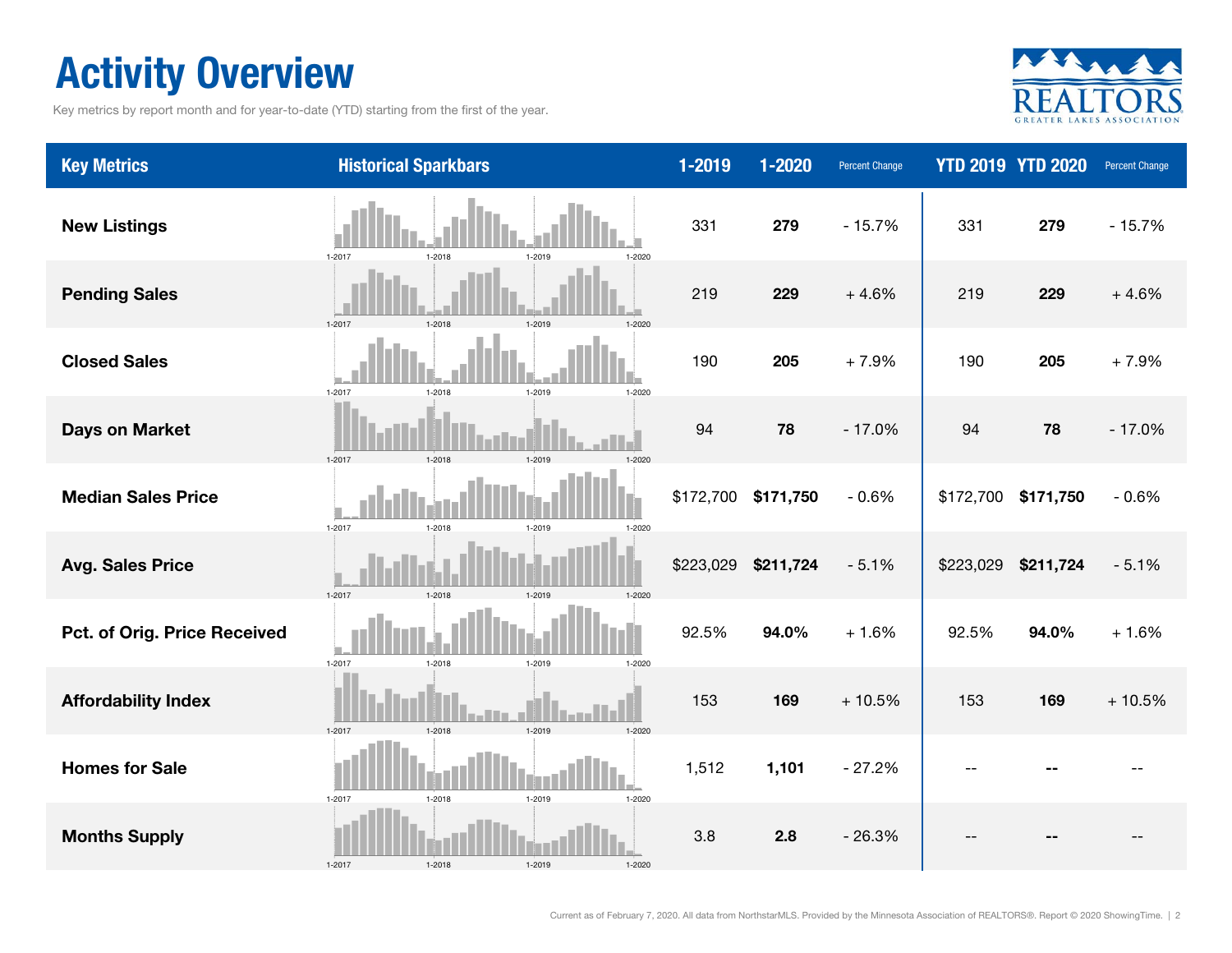# Activity Overview

Key metrics by report month and for year-to-date (YTD) starting from the first of the year.

| Key Metrics | Historical Sparkbars | 1-2019 | 1-2020 | Percent Change | YTD 2019 | YTD 2020 | Percent Change |
|---|---|---|---|---|---|---|---|
| **New Listings** | 1-2017 1-2018 1-2019 1-2020 | 331 | **279** | - 15.7% | 331 | **279** | - 15.7% |
| **Pending Sales** | 1-2017 1-2018 1-2019 1-2020 | 219 | **229** | + 4.6% | 219 | **229** | + 4.6% |
| **Closed Sales** | 1-2017 1-2018 1-2019 1-2020 | 190 | **205** | + 7.9% | 190 | **205** | + 7.9% |
| **Days on Market** | 1-2017 1-2018 1-2019 1-2020 | 94 | **78** | - 17.0% | 94 | **78** | - 17.0% |
| **Median Sales Price** | 1-2017 1-2018 1-2019 1-2020 | $172,700 | **$171,750** | - 0.6% | $172,700 | **$171,750** | - 0.6% |
| **Avg. Sales Price** | 1-2017 1-2018 1-2019 1-2020 | $223,029 | **$211,724** | - 5.1% | $223,029 | **$211,724** | - 5.1% |
| **Pct. of Orig. Price Received** | 1-2017 1-2018 1-2019 1-2020 | 92.5% | **94.0%** | + 1.6% | 92.5% | **94.0%** | + 1.6% |
| **Affordability Index** | 1-2017 1-2018 1-2019 1-2020 | 153 | **169** | + 10.5% | 153 | **169** | + 10.5% |
| **Homes for Sale** | 1-2017 1-2018 1-2019 1-2020 | 1,512 | **1,101** | - 27.2% | -- | **--** | -- |
| **Months Supply** | 1-2017 1-2018 1-2019 1-2020 | 3.8 | **2.8** | - 26.3% | -- | **--** | -- |

Current as of February 7, 2020. All data from NorthstarMLS. Provided by the Minnesota Association of REALTORS®. Report © 2020 ShowingTime.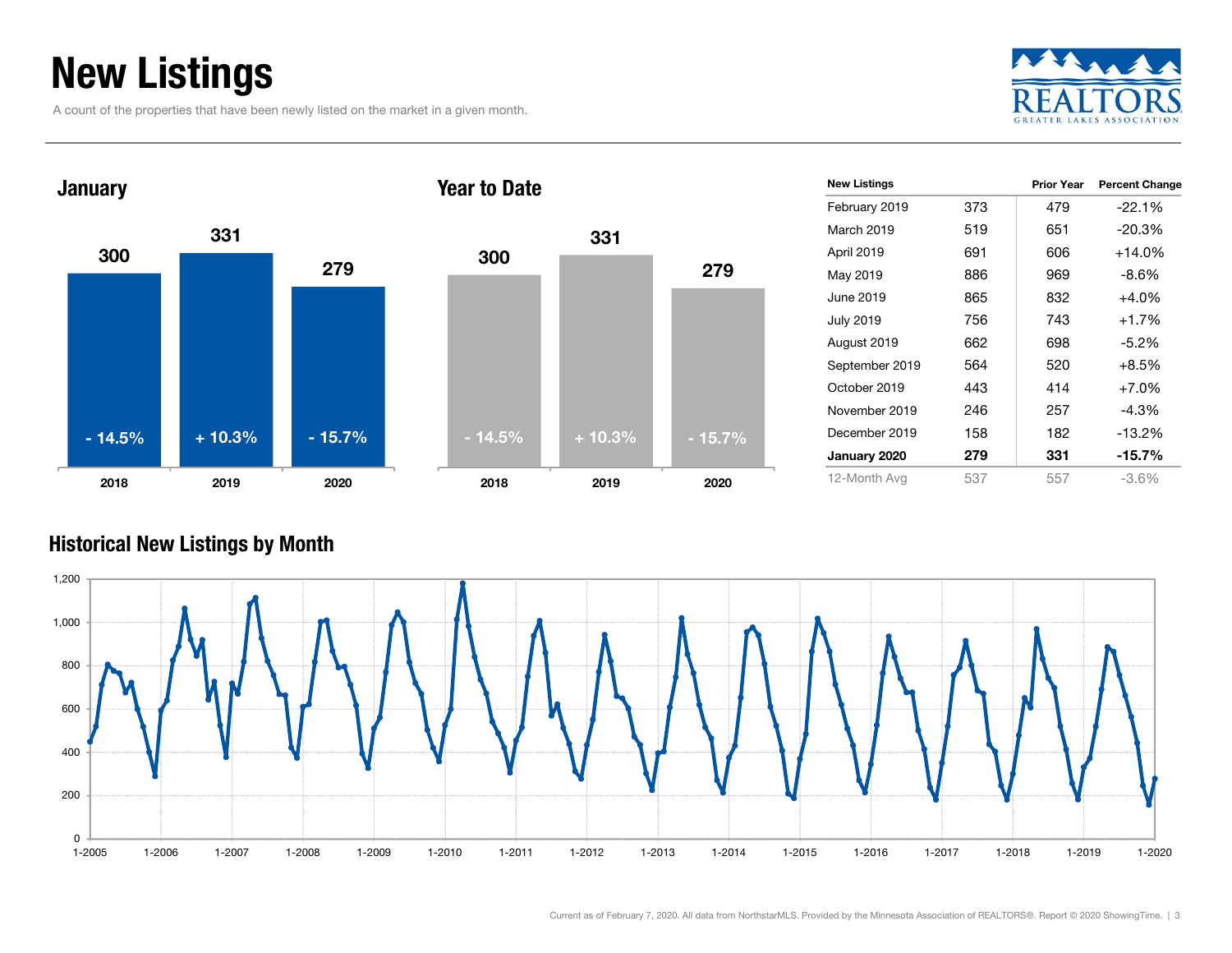# New Listings

A count of the properties that have been newly listed on the market in a given month.

## January

| | 2018 | 2019 | 2020 |
|---|---|---|---|
| New Listings | 300 | 331 | 279 |
| Percent Change | - 14.5% | + 10.3% | - 15.7% |

## Year to Date

| | 2018 | 2019 | 2020 |
|---|---|---|---|
| New Listings | 300 | 331 | 279 |
| Percent Change | - 14.5% | + 10.3% | - 15.7% |

| New Listings | | Prior Year | Percent Change |
|---|---|---|---|
| February 2019 | 373 | 479 | -22.1% |
| March 2019 | 519 | 651 | -20.3% |
| April 2019 | 691 | 606 | +14.0% |
| May 2019 | 886 | 969 | -8.6% |
| June 2019 | 865 | 832 | +4.0% |
| July 2019 | 756 | 743 | +1.7% |
| August 2019 | 662 | 698 | -5.2% |
| September 2019 | 564 | 520 | +8.5% |
| October 2019 | 443 | 414 | +7.0% |
| November 2019 | 246 | 257 | -4.3% |
| December 2019 | 158 | 182 | -13.2% |
| **January 2020** | **279** | **331** | **-15.7%** |
| 12-Month Avg | 537 | 557 | -3.6% |

## Historical New Listings by Month

Current as of February 7, 2020. All data from NorthstarMLS. Provided by the Minnesota Association of REALTORS®. Report © 2020 ShowingTime.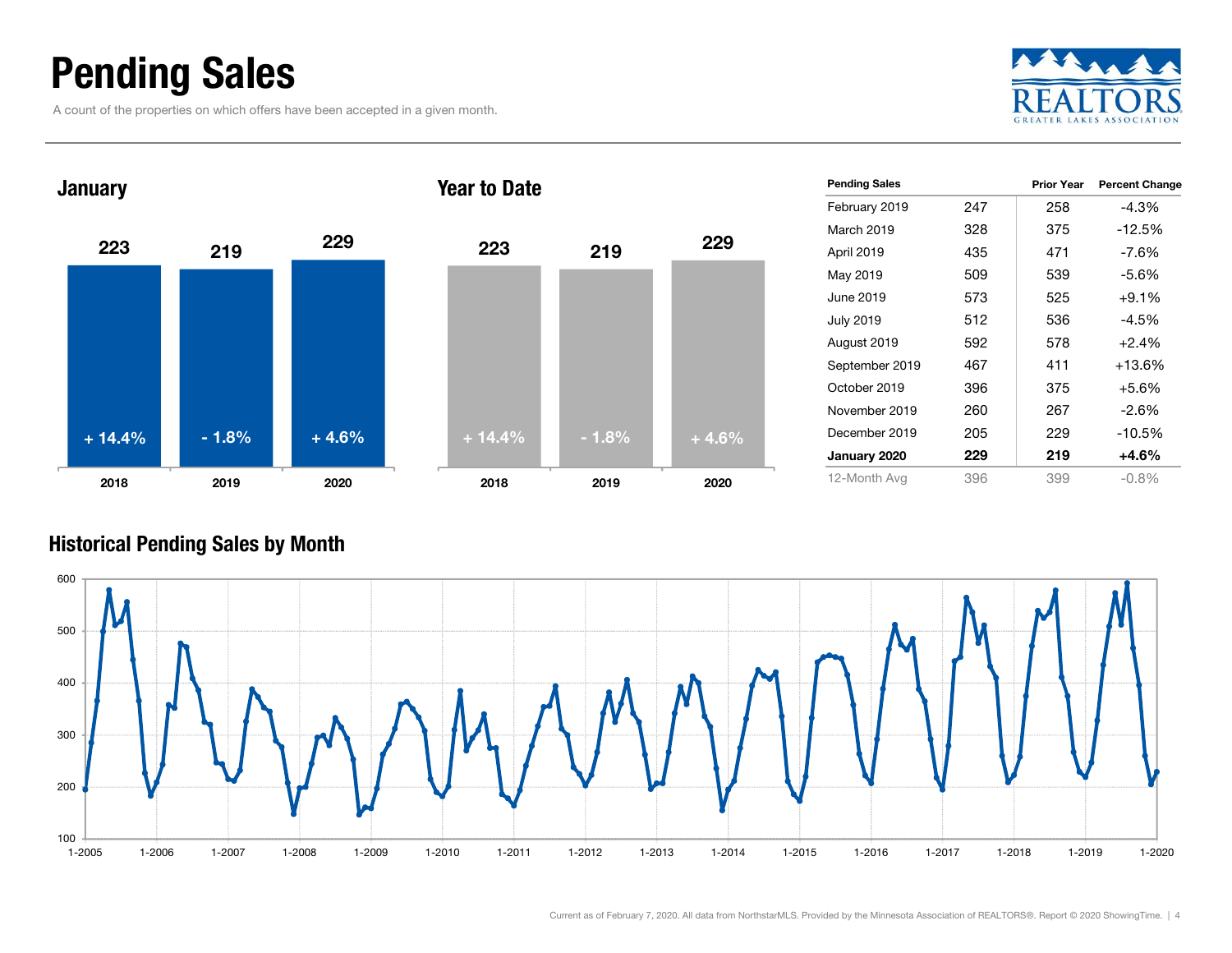# Pending Sales

A count of the properties on which offers have been accepted in a given month.

### January

| 2018 | 2019 | 2020 |
|---|---|---|
| 223 | 219 | 229 |
| + 14.4% | - 1.8% | + 4.6% |

### Year to Date

| 2018 | 2019 | 2020 |
|---|---|---|
| 223 | 219 | 229 |
| + 14.4% | - 1.8% | + 4.6% |

| Pending Sales | | Prior Year | Percent Change |
|---|---|---|---|
| February 2019 | 247 | 258 | -4.3% |
| March 2019 | 328 | 375 | -12.5% |
| April 2019 | 435 | 471 | -7.6% |
| May 2019 | 509 | 539 | -5.6% |
| June 2019 | 573 | 525 | +9.1% |
| July 2019 | 512 | 536 | -4.5% |
| August 2019 | 592 | 578 | +2.4% |
| September 2019 | 467 | 411 | +13.6% |
| October 2019 | 396 | 375 | +5.6% |
| November 2019 | 260 | 267 | -2.6% |
| December 2019 | 205 | 229 | -10.5% |
| **January 2020** | **229** | **219** | **+4.6%** |
| 12-Month Avg | 396 | 399 | -0.8% |

### Historical Pending Sales by Month

Current as of February 7, 2020. All data from NorthstarMLS. Provided by the Minnesota Association of REALTORS®. Report © 2020 ShowingTime.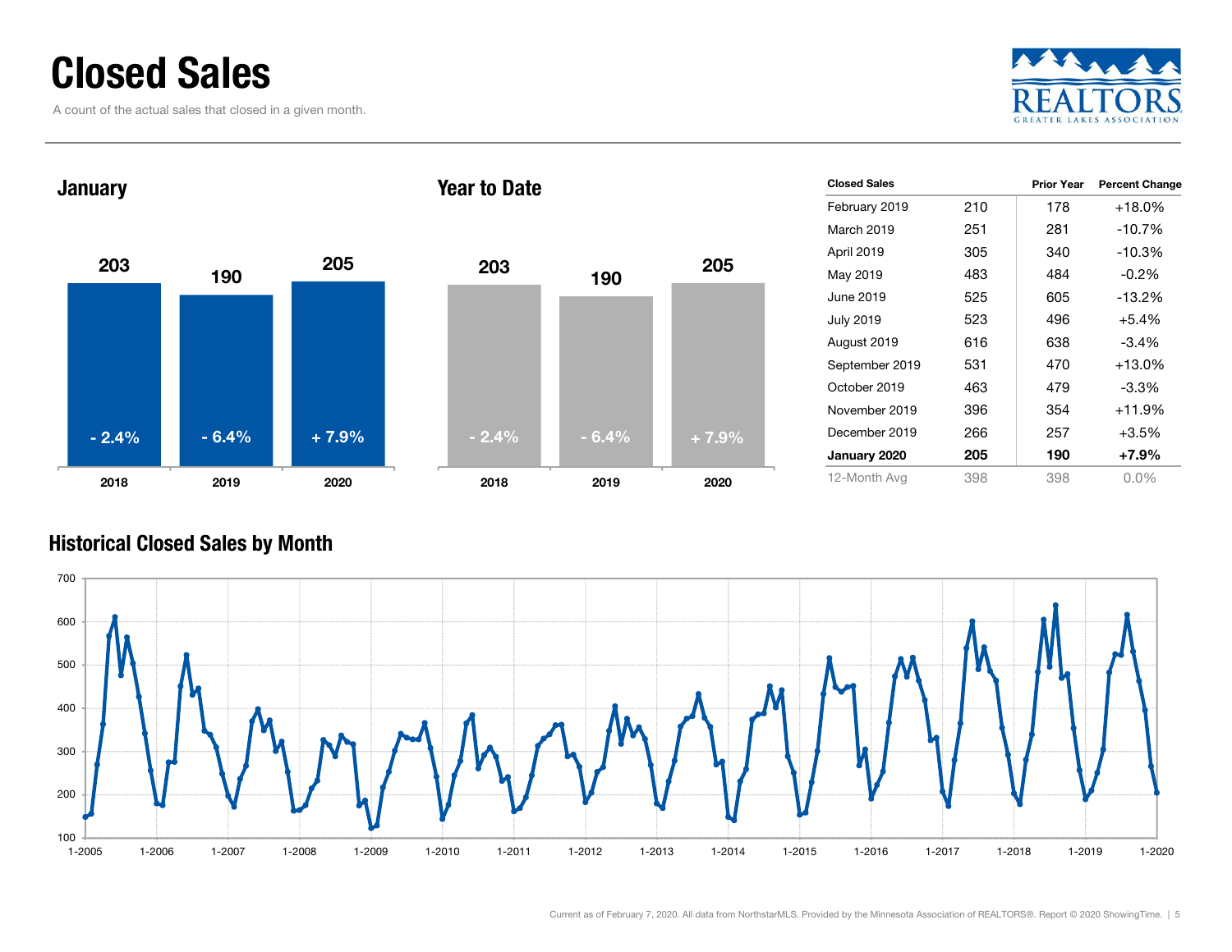# Closed Sales

A count of the actual sales that closed in a given month.

## January

| | 2018 | 2019 | 2020 |
|---|---|---|---|
| Closed Sales | 203 | 190 | 205 |
| Change | - 2.4% | - 6.4% | + 7.9% |

## Year to Date

| | 2018 | 2019 | 2020 |
|---|---|---|---|
| Closed Sales | 203 | 190 | 205 |
| Change | - 2.4% | - 6.4% | + 7.9% |

| Closed Sales | | Prior Year | Percent Change |
|---|---|---|---|
| February 2019 | 210 | 178 | +18.0% |
| March 2019 | 251 | 281 | -10.7% |
| April 2019 | 305 | 340 | -10.3% |
| May 2019 | 483 | 484 | -0.2% |
| June 2019 | 525 | 605 | -13.2% |
| July 2019 | 523 | 496 | +5.4% |
| August 2019 | 616 | 638 | -3.4% |
| September 2019 | 531 | 470 | +13.0% |
| October 2019 | 463 | 479 | -3.3% |
| November 2019 | 396 | 354 | +11.9% |
| December 2019 | 266 | 257 | +3.5% |
| **January 2020** | **205** | **190** | **+7.9%** |
| 12-Month Avg | 398 | 398 | 0.0% |

## Historical Closed Sales by Month

Current as of February 7, 2020. All data from NorthstarMLS. Provided by the Minnesota Association of REALTORS®. Report © 2020 ShowingTime.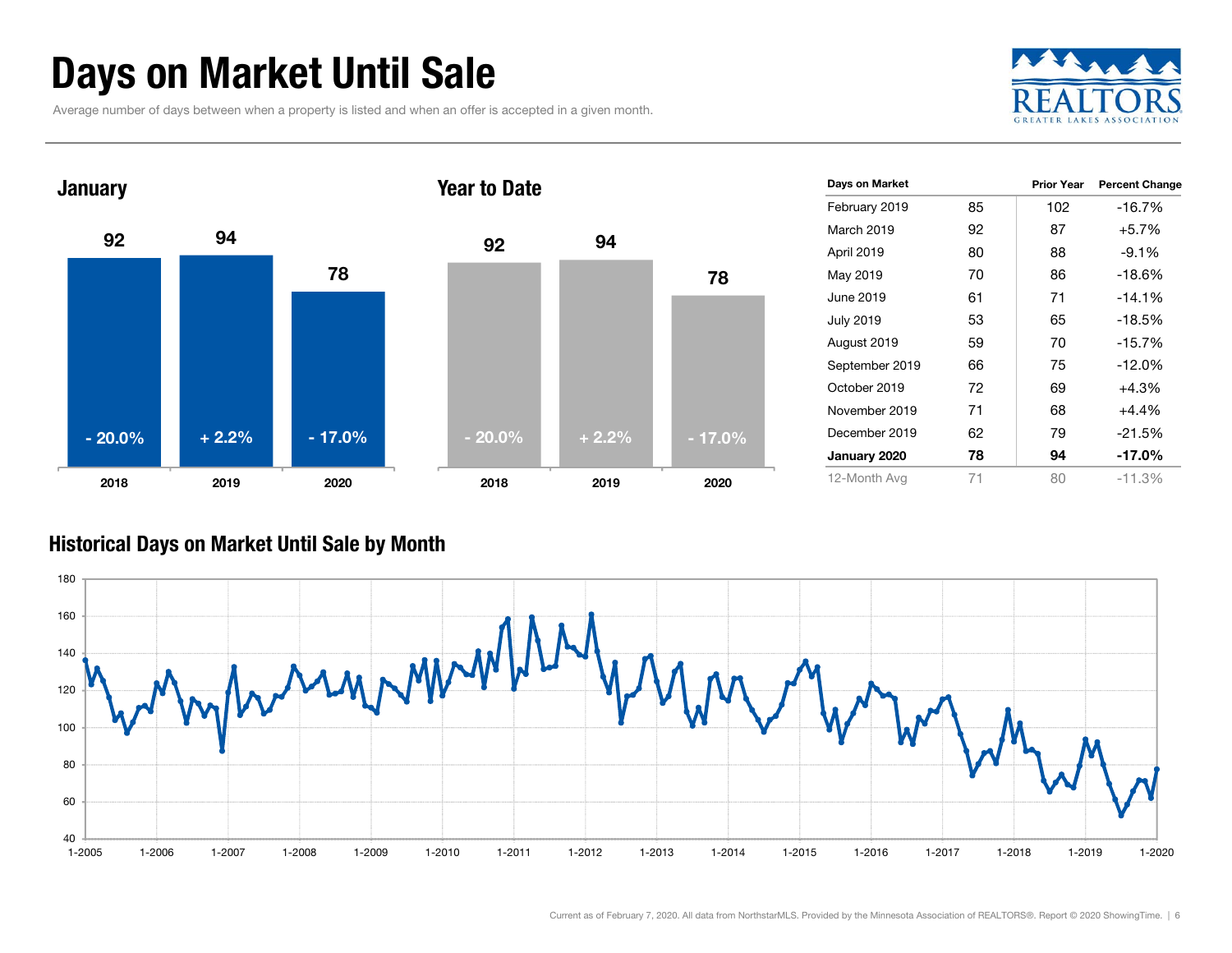# Days on Market Until Sale

Average number of days between when a property is listed and when an offer is accepted in a given month.

## January

| | 2018 | 2019 | 2020 |
|---|---|---|---|
| Days on Market | 92 | 94 | 78 |
| Change | - 20.0% | + 2.2% | - 17.0% |

## Year to Date

| | 2018 | 2019 | 2020 |
|---|---|---|---|
| Days on Market | 92 | 94 | 78 |
| Change | - 20.0% | + 2.2% | - 17.0% |

| Days on Market | | Prior Year | Percent Change |
|---|---|---|---|
| February 2019 | 85 | 102 | -16.7% |
| March 2019 | 92 | 87 | +5.7% |
| April 2019 | 80 | 88 | -9.1% |
| May 2019 | 70 | 86 | -18.6% |
| June 2019 | 61 | 71 | -14.1% |
| July 2019 | 53 | 65 | -18.5% |
| August 2019 | 59 | 70 | -15.7% |
| September 2019 | 66 | 75 | -12.0% |
| October 2019 | 72 | 69 | +4.3% |
| November 2019 | 71 | 68 | +4.4% |
| December 2019 | 62 | 79 | -21.5% |
| **January 2020** | **78** | **94** | **-17.0%** |
| 12-Month Avg | 71 | 80 | -11.3% |

## Historical Days on Market Until Sale by Month

Current as of February 7, 2020. All data from NorthstarMLS. Provided by the Minnesota Association of REALTORS®. Report © 2020 ShowingTime.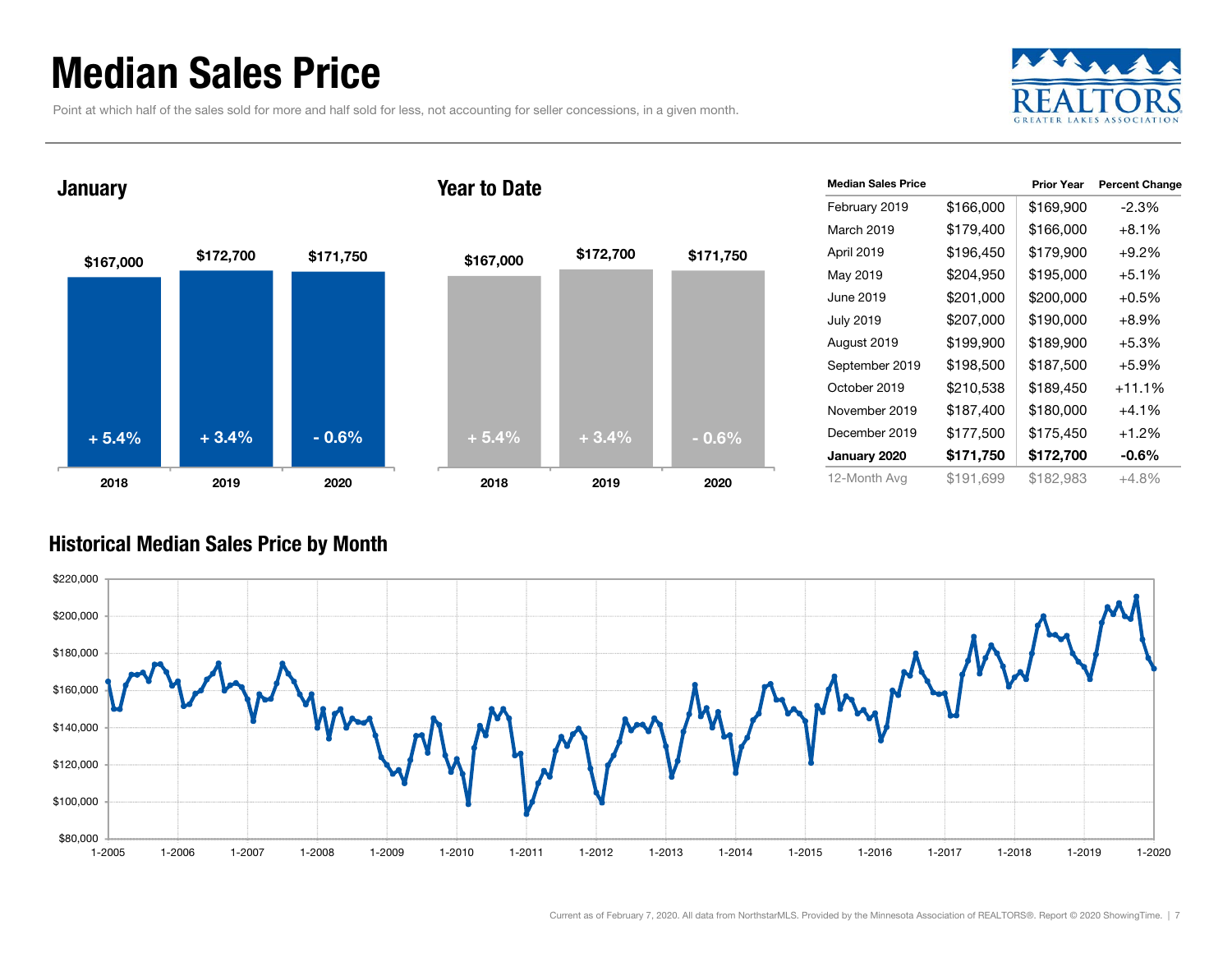# Median Sales Price

Point at which half of the sales sold for more and half sold for less, not accounting for seller concessions, in a given month.

## January

| Year | Median Sales Price | Change |
|---|---|---|
| 2018 | $167,000 | + 5.4% |
| 2019 | $172,700 | + 3.4% |
| 2020 | $171,750 | - 0.6% |

## Year to Date

| Year | Median Sales Price | Change |
|---|---|---|
| 2018 | $167,000 | + 5.4% |
| 2019 | $172,700 | + 3.4% |
| 2020 | $171,750 | - 0.6% |

| Median Sales Price | | Prior Year | Percent Change |
|---|---|---|---|
| February 2019 | $166,000 | $169,900 | -2.3% |
| March 2019 | $179,400 | $166,000 | +8.1% |
| April 2019 | $196,450 | $179,900 | +9.2% |
| May 2019 | $204,950 | $195,000 | +5.1% |
| June 2019 | $201,000 | $200,000 | +0.5% |
| July 2019 | $207,000 | $190,000 | +8.9% |
| August 2019 | $199,900 | $189,900 | +5.3% |
| September 2019 | $198,500 | $187,500 | +5.9% |
| October 2019 | $210,538 | $189,450 | +11.1% |
| November 2019 | $187,400 | $180,000 | +4.1% |
| December 2019 | $177,500 | $175,450 | +1.2% |
| **January 2020** | **$171,750** | **$172,700** | **-0.6%** |
| 12-Month Avg | $191,699 | $182,983 | +4.8% |

## Historical Median Sales Price by Month

Current as of February 7, 2020. All data from NorthstarMLS. Provided by the Minnesota Association of REALTORS®. Report © 2020 ShowingTime.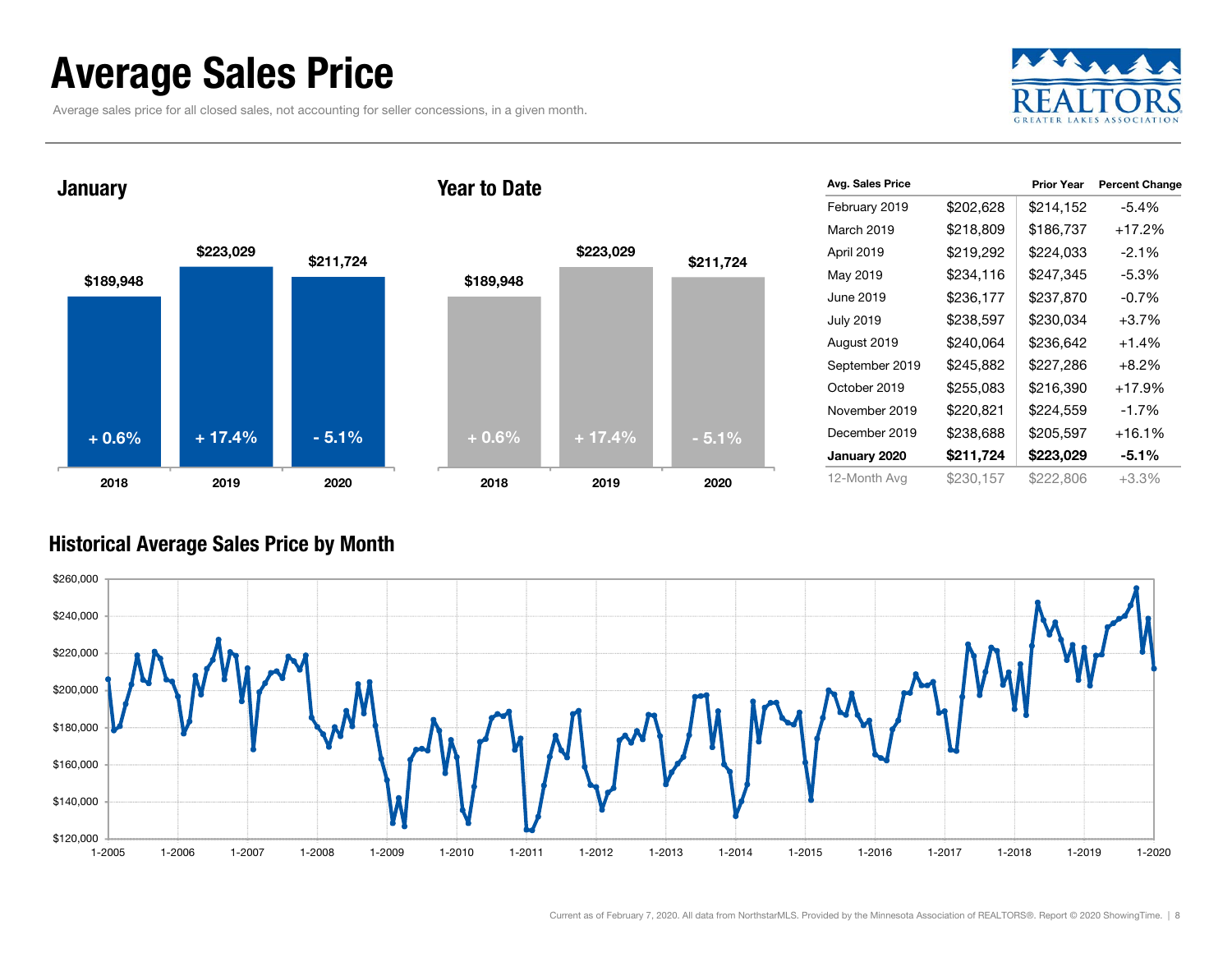# Average Sales Price

Average sales price for all closed sales, not accounting for seller concessions, in a given month.

## January

| Year | Avg. Sales Price | Change |
| --- | --- | --- |
| 2018 | $189,948 | + 0.6% |
| 2019 | $223,029 | + 17.4% |
| 2020 | $211,724 | - 5.1% |

## Year to Date

| Year | Avg. Sales Price | Change |
| --- | --- | --- |
| 2018 | $189,948 | + 0.6% |
| 2019 | $223,029 | + 17.4% |
| 2020 | $211,724 | - 5.1% |

| Avg. Sales Price | | Prior Year | Percent Change |
| --- | --- | --- | --- |
| February 2019 | $202,628 | $214,152 | -5.4% |
| March 2019 | $218,809 | $186,737 | +17.2% |
| April 2019 | $219,292 | $224,033 | -2.1% |
| May 2019 | $234,116 | $247,345 | -5.3% |
| June 2019 | $236,177 | $237,870 | -0.7% |
| July 2019 | $238,597 | $230,034 | +3.7% |
| August 2019 | $240,064 | $236,642 | +1.4% |
| September 2019 | $245,882 | $227,286 | +8.2% |
| October 2019 | $255,083 | $216,390 | +17.9% |
| November 2019 | $220,821 | $224,559 | -1.7% |
| December 2019 | $238,688 | $205,597 | +16.1% |
| **January 2020** | **$211,724** | **$223,029** | **-5.1%** |
| 12-Month Avg | $230,157 | $222,806 | +3.3% |

## Historical Average Sales Price by Month

Current as of February 7, 2020. All data from NorthstarMLS. Provided by the Minnesota Association of REALTORS®. Report © 2020 ShowingTime.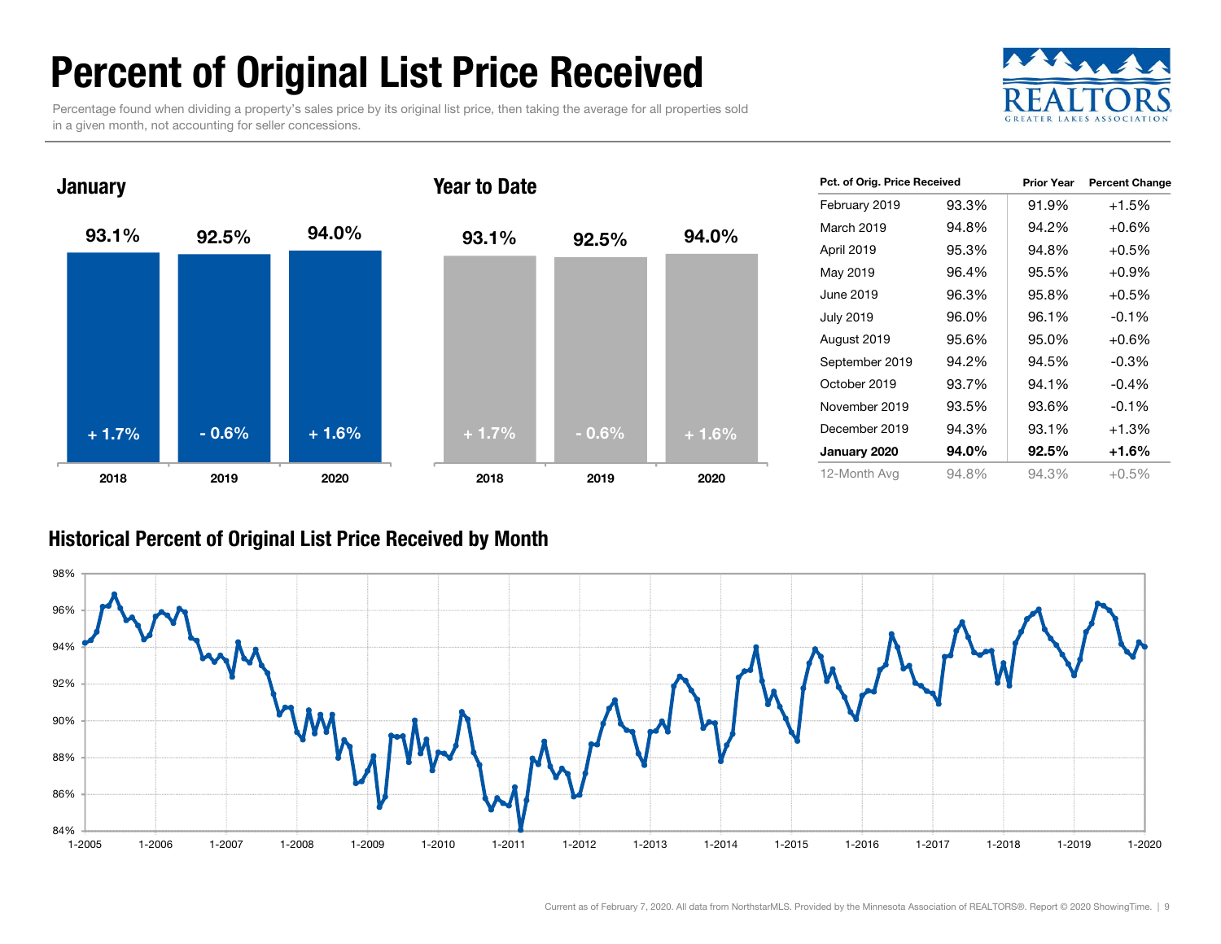# Percent of Original List Price Received

Percentage found when dividing a property's sales price by its original list price, then taking the average for all properties sold in a given month, not accounting for seller concessions.

## January

| | 2018 | 2019 | 2020 |
|---|---|---|---|
| Percent | 93.1% | 92.5% | 94.0% |
| Change | + 1.7% | - 0.6% | + 1.6% |

## Year to Date

| | 2018 | 2019 | 2020 |
|---|---|---|---|
| Percent | 93.1% | 92.5% | 94.0% |
| Change | + 1.7% | - 0.6% | + 1.6% |

| Pct. of Orig. Price Received | | Prior Year | Percent Change |
|---|---|---|---|
| February 2019 | 93.3% | 91.9% | +1.5% |
| March 2019 | 94.8% | 94.2% | +0.6% |
| April 2019 | 95.3% | 94.8% | +0.5% |
| May 2019 | 96.4% | 95.5% | +0.9% |
| June 2019 | 96.3% | 95.8% | +0.5% |
| July 2019 | 96.0% | 96.1% | -0.1% |
| August 2019 | 95.6% | 95.0% | +0.6% |
| September 2019 | 94.2% | 94.5% | -0.3% |
| October 2019 | 93.7% | 94.1% | -0.4% |
| November 2019 | 93.5% | 93.6% | -0.1% |
| December 2019 | 94.3% | 93.1% | +1.3% |
| **January 2020** | **94.0%** | **92.5%** | **+1.6%** |
| 12-Month Avg | 94.8% | 94.3% | +0.5% |

## Historical Percent of Original List Price Received by Month

Y-axis: 84%, 86%, 88%, 90%, 92%, 94%, 96%, 98%

X-axis: 1-2005, 1-2006, 1-2007, 1-2008, 1-2009, 1-2010, 1-2011, 1-2012, 1-2013, 1-2014, 1-2015, 1-2016, 1-2017, 1-2018, 1-2019, 1-2020

Current as of February 7, 2020. All data from NorthstarMLS. Provided by the Minnesota Association of REALTORS®. Report © 2020 ShowingTime.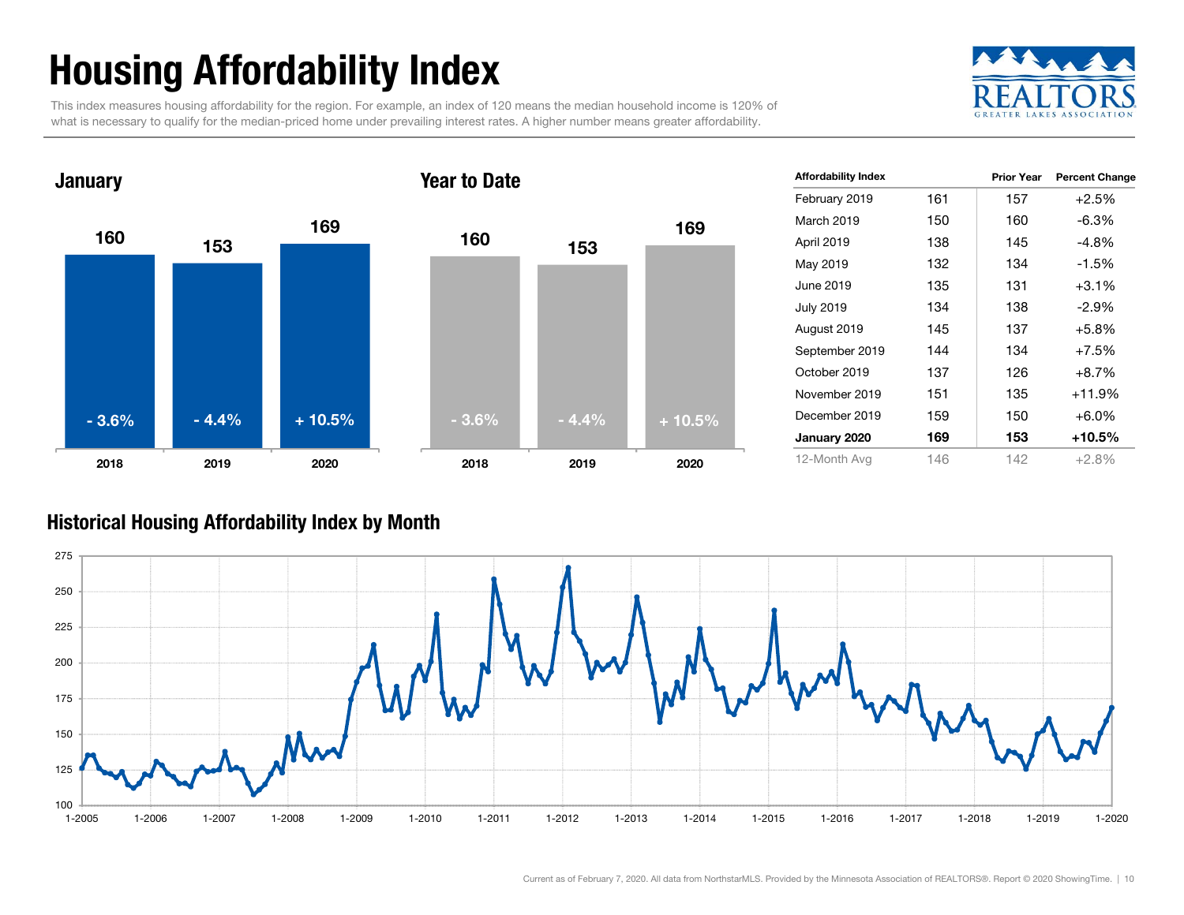# Housing Affordability Index

This index measures housing affordability for the region. For example, an index of 120 means the median household income is 120% of what is necessary to qualify for the median-priced home under prevailing interest rates. A higher number means greater affordability.

### January

| | 2018 | 2019 | 2020 |
|---|---|---|---|
| Index | 160 | 153 | 169 |
| Change | - 3.6% | - 4.4% | + 10.5% |

### Year to Date

| | 2018 | 2019 | 2020 |
|---|---|---|---|
| Index | 160 | 153 | 169 |
| Change | - 3.6% | - 4.4% | + 10.5% |

| Affordability Index | | Prior Year | Percent Change |
|---|---|---|---|
| February 2019 | 161 | 157 | +2.5% |
| March 2019 | 150 | 160 | -6.3% |
| April 2019 | 138 | 145 | -4.8% |
| May 2019 | 132 | 134 | -1.5% |
| June 2019 | 135 | 131 | +3.1% |
| July 2019 | 134 | 138 | -2.9% |
| August 2019 | 145 | 137 | +5.8% |
| September 2019 | 144 | 134 | +7.5% |
| October 2019 | 137 | 126 | +8.7% |
| November 2019 | 151 | 135 | +11.9% |
| December 2019 | 159 | 150 | +6.0% |
| **January 2020** | **169** | **153** | **+10.5%** |
| 12-Month Avg | 146 | 142 | +2.8% |

### Historical Housing Affordability Index by Month

Current as of February 7, 2020. All data from NorthstarMLS. Provided by the Minnesota Association of REALTORS®. Report © 2020 ShowingTime.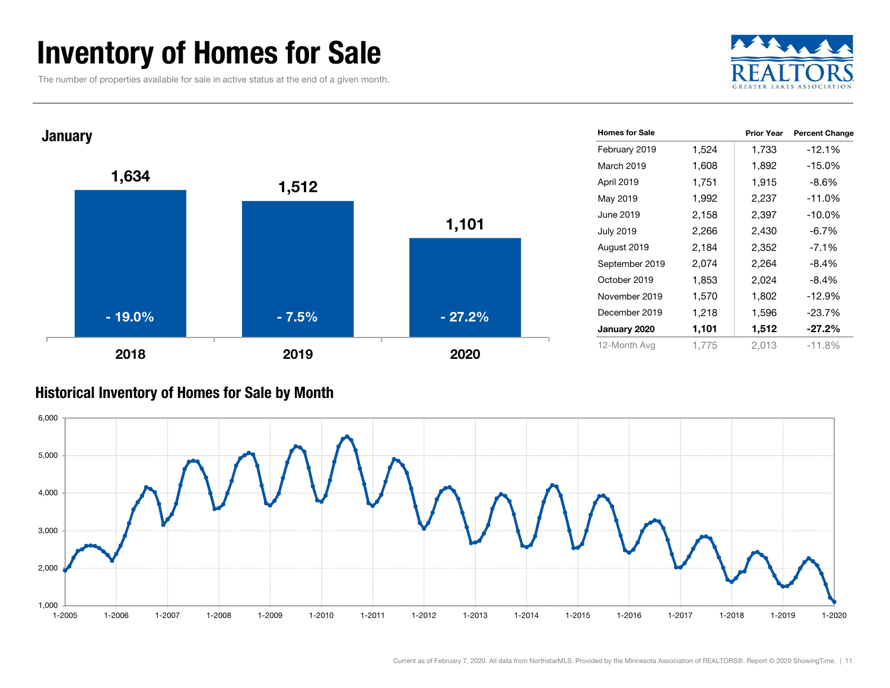# Inventory of Homes for Sale

The number of properties available for sale in active status at the end of a given month.

REALTORS GREATER LAKES ASSOCIATION

## January

| Year | Homes for Sale | Percent Change |
|---|---|---|
| 2018 | 1,634 | - 19.0% |
| 2019 | 1,512 | - 7.5% |
| 2020 | 1,101 | - 27.2% |

| Homes for Sale | | Prior Year | Percent Change |
|---|---|---|---|
| February 2019 | 1,524 | 1,733 | -12.1% |
| March 2019 | 1,608 | 1,892 | -15.0% |
| April 2019 | 1,751 | 1,915 | -8.6% |
| May 2019 | 1,992 | 2,237 | -11.0% |
| June 2019 | 2,158 | 2,397 | -10.0% |
| July 2019 | 2,266 | 2,430 | -6.7% |
| August 2019 | 2,184 | 2,352 | -7.1% |
| September 2019 | 2,074 | 2,264 | -8.4% |
| October 2019 | 1,853 | 2,024 | -8.4% |
| November 2019 | 1,570 | 1,802 | -12.9% |
| December 2019 | 1,218 | 1,596 | -23.7% |
| **January 2020** | **1,101** | **1,512** | **-27.2%** |
| 12-Month Avg | 1,775 | 2,013 | -11.8% |

## Historical Inventory of Homes for Sale by Month

Current as of February 7, 2020. All data from NorthstarMLS. Provided by the Minnesota Association of REALTORS®. Report © 2020 ShowingTime.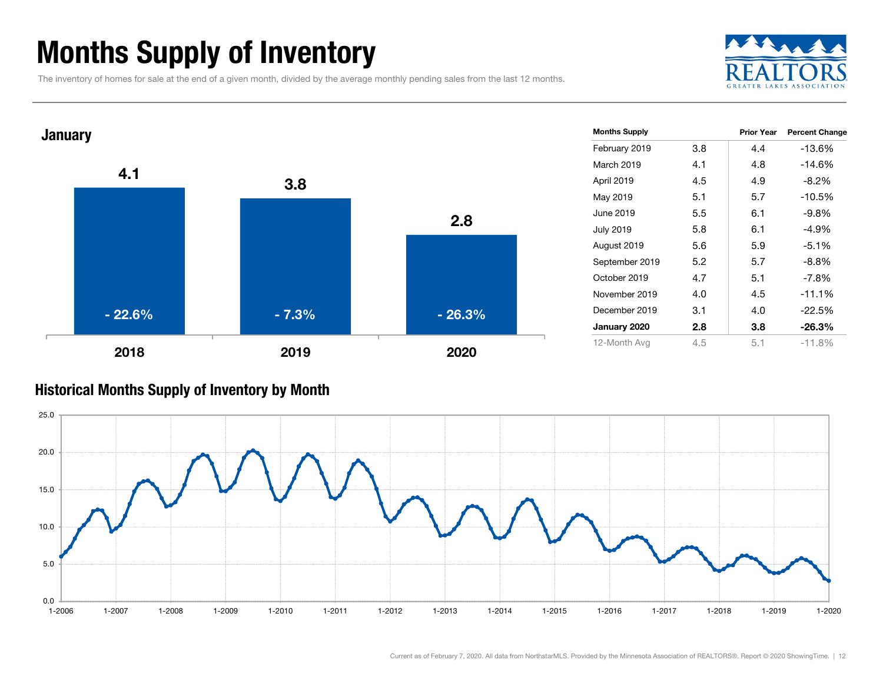# Months Supply of Inventory

The inventory of homes for sale at the end of a given month, divided by the average monthly pending sales from the last 12 months.

## January

| Year | Months Supply | Percent Change |
|---|---|---|
| 2018 | 4.1 | - 22.6% |
| 2019 | 3.8 | - 7.3% |
| 2020 | 2.8 | - 26.3% |

| Months Supply | | Prior Year | Percent Change |
|---|---|---|---|
| February 2019 | 3.8 | 4.4 | -13.6% |
| March 2019 | 4.1 | 4.8 | -14.6% |
| April 2019 | 4.5 | 4.9 | -8.2% |
| May 2019 | 5.1 | 5.7 | -10.5% |
| June 2019 | 5.5 | 6.1 | -9.8% |
| July 2019 | 5.8 | 6.1 | -4.9% |
| August 2019 | 5.6 | 5.9 | -5.1% |
| September 2019 | 5.2 | 5.7 | -8.8% |
| October 2019 | 4.7 | 5.1 | -7.8% |
| November 2019 | 4.0 | 4.5 | -11.1% |
| December 2019 | 3.1 | 4.0 | -22.5% |
| **January 2020** | **2.8** | **3.8** | **-26.3%** |
| 12-Month Avg | 4.5 | 5.1 | -11.8% |

## Historical Months Supply of Inventory by Month

Current as of February 7, 2020. All data from NorthstarMLS. Provided by the Minnesota Association of REALTORS®. Report © 2020 ShowingTime.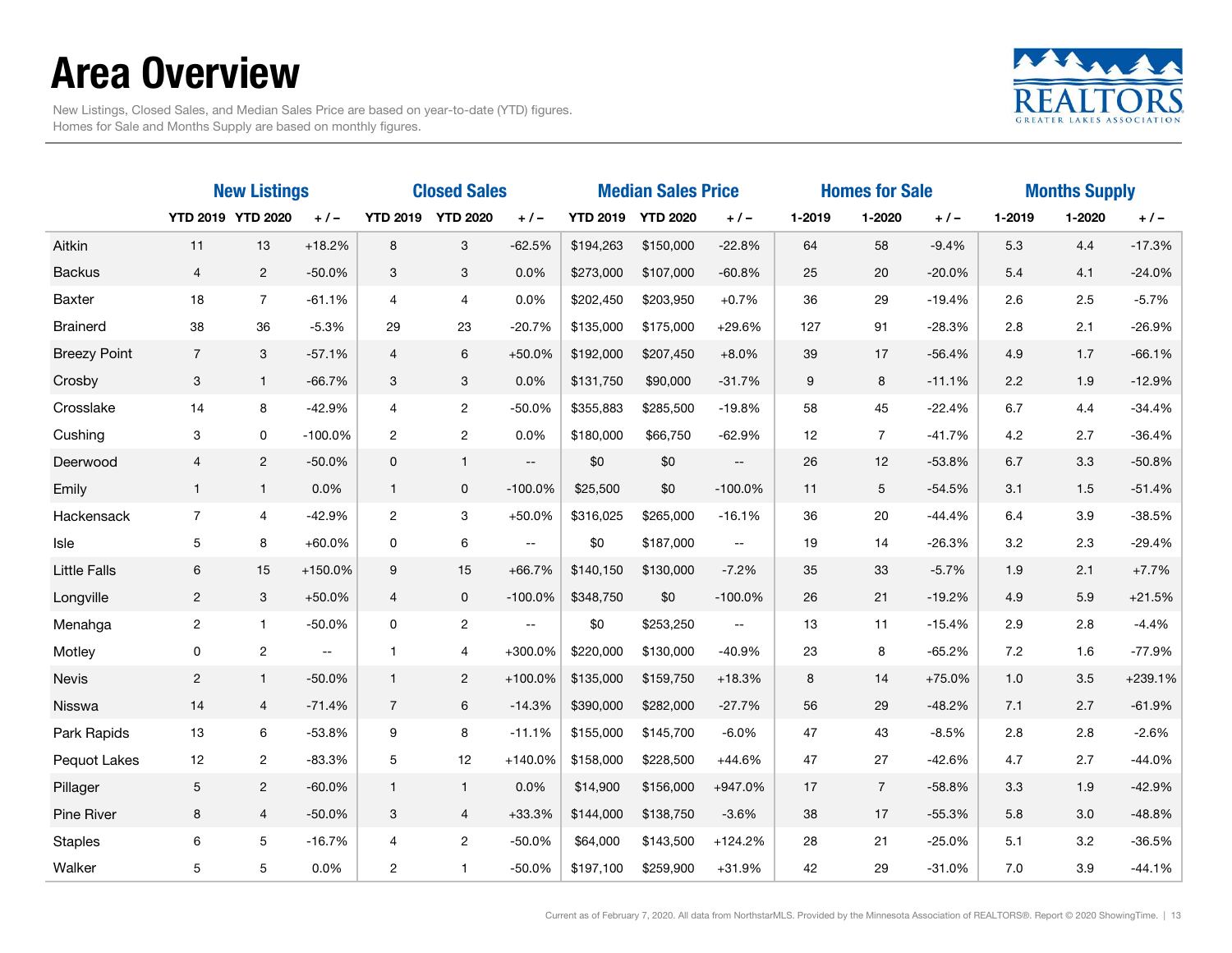# Area Overview

New Listings, Closed Sales, and Median Sales Price are based on year-to-date (YTD) figures.
Homes for Sale and Months Supply are based on monthly figures.

| | New Listings | | | Closed Sales | | | Median Sales Price | | | Homes for Sale | | | Months Supply | | |
|---|---|---|---|---|---|---|---|---|---|---|---|---|---|---|---|
| | YTD 2019 | YTD 2020 | + / – | YTD 2019 | YTD 2020 | + / – | YTD 2019 | YTD 2020 | + / – | 1-2019 | 1-2020 | + / – | 1-2019 | 1-2020 | + / – |
| Aitkin | 11 | 13 | +18.2% | 8 | 3 | -62.5% | $194,263 | $150,000 | -22.8% | 64 | 58 | -9.4% | 5.3 | 4.4 | -17.3% |
| Backus | 4 | 2 | -50.0% | 3 | 3 | 0.0% | $273,000 | $107,000 | -60.8% | 25 | 20 | -20.0% | 5.4 | 4.1 | -24.0% |
| Baxter | 18 | 7 | -61.1% | 4 | 4 | 0.0% | $202,450 | $203,950 | +0.7% | 36 | 29 | -19.4% | 2.6 | 2.5 | -5.7% |
| Brainerd | 38 | 36 | -5.3% | 29 | 23 | -20.7% | $135,000 | $175,000 | +29.6% | 127 | 91 | -28.3% | 2.8 | 2.1 | -26.9% |
| Breezy Point | 7 | 3 | -57.1% | 4 | 6 | +50.0% | $192,000 | $207,450 | +8.0% | 39 | 17 | -56.4% | 4.9 | 1.7 | -66.1% |
| Crosby | 3 | 1 | -66.7% | 3 | 3 | 0.0% | $131,750 | $90,000 | -31.7% | 9 | 8 | -11.1% | 2.2 | 1.9 | -12.9% |
| Crosslake | 14 | 8 | -42.9% | 4 | 2 | -50.0% | $355,883 | $285,500 | -19.8% | 58 | 45 | -22.4% | 6.7 | 4.4 | -34.4% |
| Cushing | 3 | 0 | -100.0% | 2 | 2 | 0.0% | $180,000 | $66,750 | -62.9% | 12 | 7 | -41.7% | 4.2 | 2.7 | -36.4% |
| Deerwood | 4 | 2 | -50.0% | 0 | 1 | -- | $0 | $0 | -- | 26 | 12 | -53.8% | 6.7 | 3.3 | -50.8% |
| Emily | 1 | 1 | 0.0% | 1 | 0 | -100.0% | $25,500 | $0 | -100.0% | 11 | 5 | -54.5% | 3.1 | 1.5 | -51.4% |
| Hackensack | 7 | 4 | -42.9% | 2 | 3 | +50.0% | $316,025 | $265,000 | -16.1% | 36 | 20 | -44.4% | 6.4 | 3.9 | -38.5% |
| Isle | 5 | 8 | +60.0% | 0 | 6 | -- | $0 | $187,000 | -- | 19 | 14 | -26.3% | 3.2 | 2.3 | -29.4% |
| Little Falls | 6 | 15 | +150.0% | 9 | 15 | +66.7% | $140,150 | $130,000 | -7.2% | 35 | 33 | -5.7% | 1.9 | 2.1 | +7.7% |
| Longville | 2 | 3 | +50.0% | 4 | 0 | -100.0% | $348,750 | $0 | -100.0% | 26 | 21 | -19.2% | 4.9 | 5.9 | +21.5% |
| Menahga | 2 | 1 | -50.0% | 0 | 2 | -- | $0 | $253,250 | -- | 13 | 11 | -15.4% | 2.9 | 2.8 | -4.4% |
| Motley | 0 | 2 | -- | 1 | 4 | +300.0% | $220,000 | $130,000 | -40.9% | 23 | 8 | -65.2% | 7.2 | 1.6 | -77.9% |
| Nevis | 2 | 1 | -50.0% | 1 | 2 | +100.0% | $135,000 | $159,750 | +18.3% | 8 | 14 | +75.0% | 1.0 | 3.5 | +239.1% |
| Nisswa | 14 | 4 | -71.4% | 7 | 6 | -14.3% | $390,000 | $282,000 | -27.7% | 56 | 29 | -48.2% | 7.1 | 2.7 | -61.9% |
| Park Rapids | 13 | 6 | -53.8% | 9 | 8 | -11.1% | $155,000 | $145,700 | -6.0% | 47 | 43 | -8.5% | 2.8 | 2.8 | -2.6% |
| Pequot Lakes | 12 | 2 | -83.3% | 5 | 12 | +140.0% | $158,000 | $228,500 | +44.6% | 47 | 27 | -42.6% | 4.7 | 2.7 | -44.0% |
| Pillager | 5 | 2 | -60.0% | 1 | 1 | 0.0% | $14,900 | $156,000 | +947.0% | 17 | 7 | -58.8% | 3.3 | 1.9 | -42.9% |
| Pine River | 8 | 4 | -50.0% | 3 | 4 | +33.3% | $144,000 | $138,750 | -3.6% | 38 | 17 | -55.3% | 5.8 | 3.0 | -48.8% |
| Staples | 6 | 5 | -16.7% | 4 | 2 | -50.0% | $64,000 | $143,500 | +124.2% | 28 | 21 | -25.0% | 5.1 | 3.2 | -36.5% |
| Walker | 5 | 5 | 0.0% | 2 | 1 | -50.0% | $197,100 | $259,900 | +31.9% | 42 | 29 | -31.0% | 7.0 | 3.9 | -44.1% |

Current as of February 7, 2020. All data from NorthstarMLS. Provided by the Minnesota Association of REALTORS®. Report © 2020 ShowingTime.